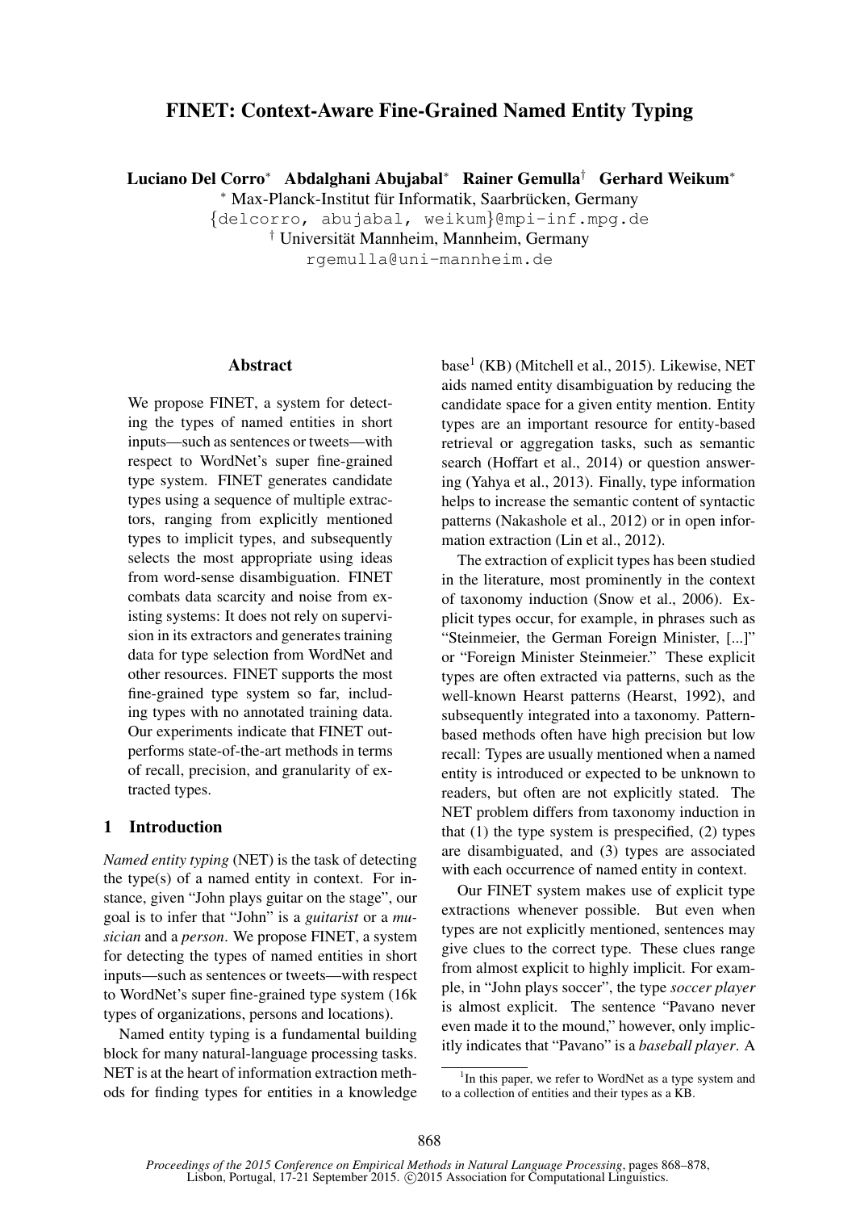# FINET: Context-Aware Fine-Grained Named Entity Typing

**Luciano Del Corro**[*] **Abdalghani Abujabal**[*] **Rainer Gemulla**[†] **Gerhard Weikum**[*]

[*] Max-Planck-Institut für Informatik, Saarbrücken, Germany
{delcorro, abujabal, weikum}@mpi-inf.mpg.de
[†] Universität Mannheim, Mannheim, Germany
rgemulla@uni-mannheim.de

## Abstract

We propose FINET, a system for detecting the types of named entities in short inputs—such as sentences or tweets—with respect to WordNet's super fine-grained type system. FINET generates candidate types using a sequence of multiple extractors, ranging from explicitly mentioned types to implicit types, and subsequently selects the most appropriate using ideas from word-sense disambiguation. FINET combats data scarcity and noise from existing systems: It does not rely on supervision in its extractors and generates training data for type selection from WordNet and other resources. FINET supports the most fine-grained type system so far, including types with no annotated training data. Our experiments indicate that FINET outperforms state-of-the-art methods in terms of recall, precision, and granularity of extracted types.

## 1 Introduction

*Named entity typing* (NET) is the task of detecting the type(s) of a named entity in context. For instance, given "John plays guitar on the stage", our goal is to infer that "John" is a *guitarist* or a *musician* and a *person*. We propose FINET, a system for detecting the types of named entities in short inputs—such as sentences or tweets—with respect to WordNet's super fine-grained type system (16k types of organizations, persons and locations).

Named entity typing is a fundamental building block for many natural-language processing tasks. NET is at the heart of information extraction methods for finding types for entities in a knowledge base[1] (KB) (Mitchell et al., 2015). Likewise, NET aids named entity disambiguation by reducing the candidate space for a given entity mention. Entity types are an important resource for entity-based retrieval or aggregation tasks, such as semantic search (Hoffart et al., 2014) or question answering (Yahya et al., 2013). Finally, type information helps to increase the semantic content of syntactic patterns (Nakashole et al., 2012) or in open information extraction (Lin et al., 2012).

The extraction of explicit types has been studied in the literature, most prominently in the context of taxonomy induction (Snow et al., 2006). Explicit types occur, for example, in phrases such as "Steinmeier, the German Foreign Minister, [...]" or "Foreign Minister Steinmeier." These explicit types are often extracted via patterns, such as the well-known Hearst patterns (Hearst, 1992), and subsequently integrated into a taxonomy. Pattern-based methods often have high precision but low recall: Types are usually mentioned when a named entity is introduced or expected to be unknown to readers, but often are not explicitly stated. The NET problem differs from taxonomy induction in that (1) the type system is prespecified, (2) types are disambiguated, and (3) types are associated with each occurrence of named entity in context.

Our FINET system makes use of explicit type extractions whenever possible. But even when types are not explicitly mentioned, sentences may give clues to the correct type. These clues range from almost explicit to highly implicit. For example, in "John plays soccer", the type *soccer player* is almost explicit. The sentence "Pavano never even made it to the mound," however, only implicitly indicates that "Pavano" is a *baseball player*. A

[1] In this paper, we refer to WordNet as a type system and to a collection of entities and their types as a KB.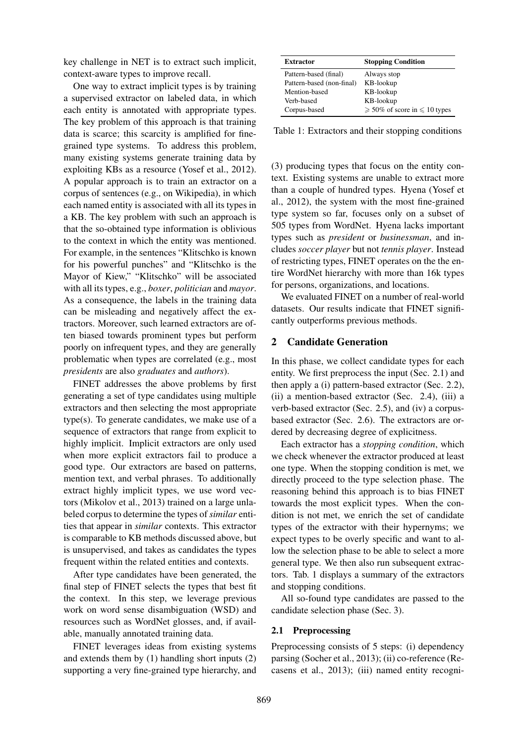key challenge in NET is to extract such implicit, context-aware types to improve recall.

One way to extract implicit types is by training a supervised extractor on labeled data, in which each entity is annotated with appropriate types. The key problem of this approach is that training data is scarce; this scarcity is amplified for fine-grained type systems. To address this problem, many existing systems generate training data by exploiting KBs as a resource (Yosef et al., 2012). A popular approach is to train an extractor on a corpus of sentences (e.g., on Wikipedia), in which each named entity is associated with all its types in a KB. The key problem with such an approach is that the so-obtained type information is oblivious to the context in which the entity was mentioned. For example, in the sentences "Klitschko is known for his powerful punches" and "Klitschko is the Mayor of Kiew," "Klitschko" will be associated with all its types, e.g., *boxer*, *politician* and *mayor*. As a consequence, the labels in the training data can be misleading and negatively affect the extractors. Moreover, such learned extractors are often biased towards prominent types but perform poorly on infrequent types, and they are generally problematic when types are correlated (e.g., most *presidents* are also *graduates* and *authors*).

FINET addresses the above problems by first generating a set of type candidates using multiple extractors and then selecting the most appropriate type(s). To generate candidates, we make use of a sequence of extractors that range from explicit to highly implicit. Implicit extractors are only used when more explicit extractors fail to produce a good type. Our extractors are based on patterns, mention text, and verbal phrases. To additionally extract highly implicit types, we use word vectors (Mikolov et al., 2013) trained on a large unlabeled corpus to determine the types of *similar* entities that appear in *similar* contexts. This extractor is comparable to KB methods discussed above, but is unsupervised, and takes as candidates the types frequent within the related entities and contexts.

After type candidates have been generated, the final step of FINET selects the types that best fit the context. In this step, we leverage previous work on word sense disambiguation (WSD) and resources such as WordNet glosses, and, if available, manually annotated training data.

FINET leverages ideas from existing systems and extends them by (1) handling short inputs (2) supporting a very fine-grained type hierarchy, and (3) producing types that focus on the entity context. Existing systems are unable to extract more than a couple of hundred types. Hyena (Yosef et al., 2012), the system with the most fine-grained type system so far, focuses only on a subset of 505 types from WordNet. Hyena lacks important types such as *president* or *businessman*, and includes *soccer player* but not *tennis player*. Instead of restricting types, FINET operates on the the entire WordNet hierarchy with more than 16k types for persons, organizations, and locations.

We evaluated FINET on a number of real-world datasets. Our results indicate that FINET significantly outperforms previous methods.

| **Extractor** | **Stopping Condition** |
|---|---|
| Pattern-based (final) | Always stop |
| Pattern-based (non-final) | KB-lookup |
| Mention-based | KB-lookup |
| Verb-based | KB-lookup |
| Corpus-based | $\geqslant 50\%$ of score in $\leqslant 10$ types |

Table 1: Extractors and their stopping conditions

## 2 Candidate Generation

In this phase, we collect candidate types for each entity. We first preprocess the input (Sec. 2.1) and then apply a (i) pattern-based extractor (Sec. 2.2), (ii) a mention-based extractor (Sec. 2.4), (iii) a verb-based extractor (Sec. 2.5), and (iv) a corpus-based extractor (Sec. 2.6). The extractors are ordered by decreasing degree of explicitness.

Each extractor has a *stopping condition*, which we check whenever the extractor produced at least one type. When the stopping condition is met, we directly proceed to the type selection phase. The reasoning behind this approach is to bias FINET towards the most explicit types. When the condition is not met, we enrich the set of candidate types of the extractor with their hypernyms; we expect types to be overly specific and want to allow the selection phase to be able to select a more general type. We then also run subsequent extractors. Tab. 1 displays a summary of the extractors and stopping conditions.

All so-found type candidates are passed to the candidate selection phase (Sec. 3).

### 2.1 Preprocessing

Preprocessing consists of 5 steps: (i) dependency parsing (Socher et al., 2013); (ii) co-reference (Recasens et al., 2013); (iii) named entity recogni-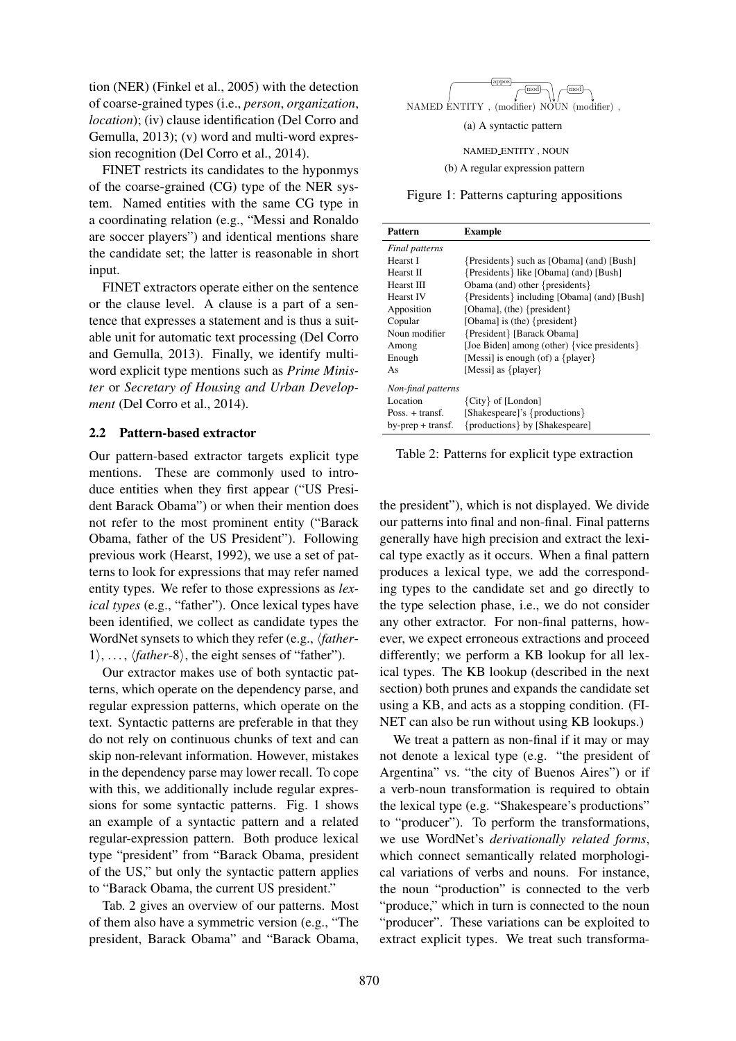tion (NER) (Finkel et al., 2005) with the detection of coarse-grained types (i.e., *person*, *organization*, *location*); (iv) clause identification (Del Corro and Gemulla, 2013); (v) word and multi-word expression recognition (Del Corro et al., 2014).

FINET restricts its candidates to the hyponmys of the coarse-grained (CG) type of the NER system. Named entities with the same CG type in a coordinating relation (e.g., "Messi and Ronaldo are soccer players") and identical mentions share the candidate set; the latter is reasonable in short input.

FINET extractors operate either on the sentence or the clause level. A clause is a part of a sentence that expresses a statement and is thus a suitable unit for automatic text processing (Del Corro and Gemulla, 2013). Finally, we identify multi-word explicit type mentions such as *Prime Minister* or *Secretary of Housing and Urban Development* (Del Corro et al., 2014).

## 2.2 Pattern-based extractor

Our pattern-based extractor targets explicit type mentions. These are commonly used to introduce entities when they first appear ("US President Barack Obama") or when their mention does not refer to the most prominent entity ("Barack Obama, father of the US President"). Following previous work (Hearst, 1992), we use a set of patterns to look for expressions that may refer named entity types. We refer to those expressions as *lexical types* (e.g., "father"). Once lexical types have been identified, we collect as candidate types the WordNet synsets to which they refer (e.g., ⟨*father*-1⟩, ..., ⟨*father*-8⟩, the eight senses of "father").

Our extractor makes use of both syntactic patterns, which operate on the dependency parse, and regular expression patterns, which operate on the text. Syntactic patterns are preferable in that they do not rely on continuous chunks of text and can skip non-relevant information. However, mistakes in the dependency parse may lower recall. To cope with this, we additionally include regular expressions for some syntactic patterns. Fig. 1 shows an example of a syntactic pattern and a related regular-expression pattern. Both produce lexical type "president" from "Barack Obama, president of the US," but only the syntactic pattern applies to "Barack Obama, the current US president."

Tab. 2 gives an overview of our patterns. Most of them also have a symmetric version (e.g., "The president, Barack Obama" and "Barack Obama, the president"), which is not displayed. We divide our patterns into final and non-final. Final patterns generally have high precision and extract the lexical type exactly as it occurs. When a final pattern produces a lexical type, we add the corresponding types to the candidate set and go directly to the type selection phase, i.e., we do not consider any other extractor. For non-final patterns, however, we expect erroneous extractions and proceed differently; we perform a KB lookup for all lexical types. The KB lookup (described in the next section) both prunes and expands the candidate set using a KB, and acts as a stopping condition. (FINET can also be run without using KB lookups.)

We treat a pattern as non-final if it may or may not denote a lexical type (e.g. "the president of Argentina" vs. "the city of Buenos Aires") or if a verb-noun transformation is required to obtain the lexical type (e.g. "Shakespeare's productions" to "producer"). To perform the transformations, we use WordNet's *derivationally related forms*, which connect semantically related morphological variations of verbs and nouns. For instance, the noun "production" is connected to the verb "produce," which in turn is connected to the noun "producer". These variations can be exploited to extract explicit types. We treat such transforma-

appos, mod, mod

NAMED ENTITY , (modifier) NOUN (modifier) ,

(a) A syntactic pattern

NAMED_ENTITY , NOUN

(b) A regular expression pattern

Figure 1: Patterns capturing appositions

| Pattern | Example |
|---|---|
| *Final patterns* | |
| Hearst I | {Presidents} such as [Obama] (and) [Bush] |
| Hearst II | {Presidents} like [Obama] (and) [Bush] |
| Hearst III | Obama (and) other {presidents} |
| Hearst IV | {Presidents} including [Obama] (and) [Bush] |
| Apposition | [Obama], (the) {president} |
| Copular | [Obama] is (the) {president} |
| Noun modifier | {President} [Barack Obama] |
| Among | [Joe Biden] among (other) {vice presidents} |
| Enough | [Messi] is enough (of) a {player} |
| As | [Messi] as {player} |
| *Non-final patterns* | |
| Location | {City} of [London] |
| Poss. + transf. | [Shakespeare]'s {productions} |
| by-prep + transf. | {productions} by [Shakespeare] |

Table 2: Patterns for explicit type extraction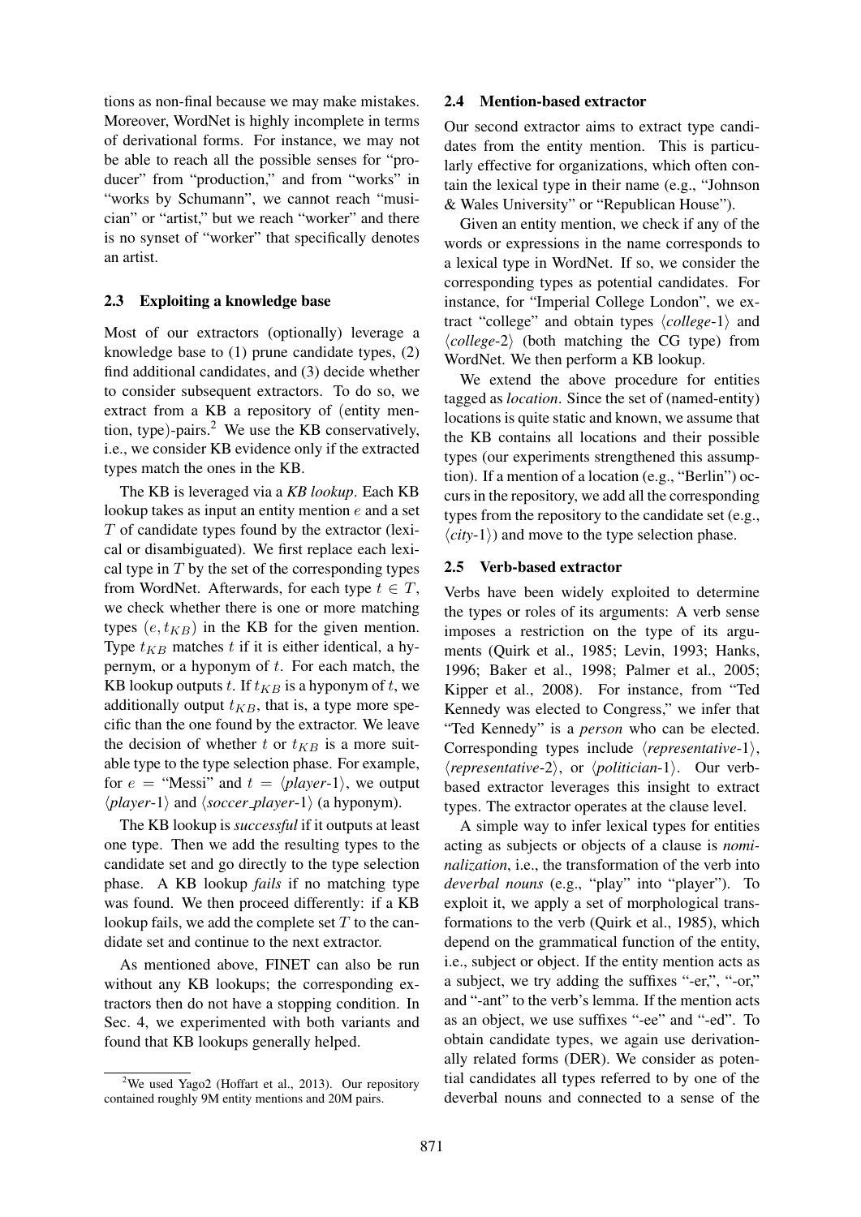tions as non-final because we may make mistakes. Moreover, WordNet is highly incomplete in terms of derivational forms. For instance, we may not be able to reach all the possible senses for "producer" from "production," and from "works" in "works by Schumann", we cannot reach "musician" or "artist," but we reach "worker" and there is no synset of "worker" that specifically denotes an artist.

### 2.3 Exploiting a knowledge base

Most of our extractors (optionally) leverage a knowledge base to (1) prune candidate types, (2) find additional candidates, and (3) decide whether to consider subsequent extractors. To do so, we extract from a KB a repository of (entity mention, type)-pairs.[2] We use the KB conservatively, i.e., we consider KB evidence only if the extracted types match the ones in the KB.

The KB is leveraged via a *KB lookup*. Each KB lookup takes as input an entity mention $e$ and a set $T$ of candidate types found by the extractor (lexical or disambiguated). We first replace each lexical type in $T$ by the set of the corresponding types from WordNet. Afterwards, for each type $t \in T$, we check whether there is one or more matching types $(e, t_{KB})$ in the KB for the given mention. Type $t_{KB}$ matches $t$ if it is either identical, a hypernym, or a hyponym of $t$. For each match, the KB lookup outputs $t$. If $t_{KB}$ is a hyponym of $t$, we additionally output $t_{KB}$, that is, a type more specific than the one found by the extractor. We leave the decision of whether $t$ or $t_{KB}$ is a more suitable type to the type selection phase. For example, for $e =$ "Messi" and $t = \langle$*player*-1$\rangle$, we output $\langle$*player*-1$\rangle$ and $\langle$*soccer_player*-1$\rangle$ (a hyponym).

The KB lookup is *successful* if it outputs at least one type. Then we add the resulting types to the candidate set and go directly to the type selection phase. A KB lookup *fails* if no matching type was found. We then proceed differently: if a KB lookup fails, we add the complete set $T$ to the candidate set and continue to the next extractor.

As mentioned above, FINET can also be run without any KB lookups; the corresponding extractors then do not have a stopping condition. In Sec. 4, we experimented with both variants and found that KB lookups generally helped.

[2] We used Yago2 (Hoffart et al., 2013). Our repository contained roughly 9M entity mentions and 20M pairs.

### 2.4 Mention-based extractor

Our second extractor aims to extract type candidates from the entity mention. This is particularly effective for organizations, which often contain the lexical type in their name (e.g., "Johnson & Wales University" or "Republican House").

Given an entity mention, we check if any of the words or expressions in the name corresponds to a lexical type in WordNet. If so, we consider the corresponding types as potential candidates. For instance, for "Imperial College London", we extract "college" and obtain types $\langle$*college*-1$\rangle$ and $\langle$*college*-2$\rangle$ (both matching the CG type) from WordNet. We then perform a KB lookup.

We extend the above procedure for entities tagged as *location*. Since the set of (named-entity) locations is quite static and known, we assume that the KB contains all locations and their possible types (our experiments strengthened this assumption). If a mention of a location (e.g., "Berlin") occurs in the repository, we add all the corresponding types from the repository to the candidate set (e.g., $\langle$*city*-1$\rangle$) and move to the type selection phase.

### 2.5 Verb-based extractor

Verbs have been widely exploited to determine the types or roles of its arguments: A verb sense imposes a restriction on the type of its arguments (Quirk et al., 1985; Levin, 1993; Hanks, 1996; Baker et al., 1998; Palmer et al., 2005; Kipper et al., 2008). For instance, from "Ted Kennedy was elected to Congress," we infer that "Ted Kennedy" is a *person* who can be elected. Corresponding types include $\langle$*representative*-1$\rangle$, $\langle$*representative*-2$\rangle$, or $\langle$*politician*-1$\rangle$. Our verb-based extractor leverages this insight to extract types. The extractor operates at the clause level.

A simple way to infer lexical types for entities acting as subjects or objects of a clause is *nominalization*, i.e., the transformation of the verb into *deverbal nouns* (e.g., "play" into "player"). To exploit it, we apply a set of morphological transformations to the verb (Quirk et al., 1985), which depend on the grammatical function of the entity, i.e., subject or object. If the entity mention acts as a subject, we try adding the suffixes "-er,", "-or," and "-ant" to the verb's lemma. If the mention acts as an object, we use suffixes "-ee" and "-ed". To obtain candidate types, we again use derivationally related forms (DER). We consider as potential candidates all types referred to by one of the deverbal nouns and connected to a sense of the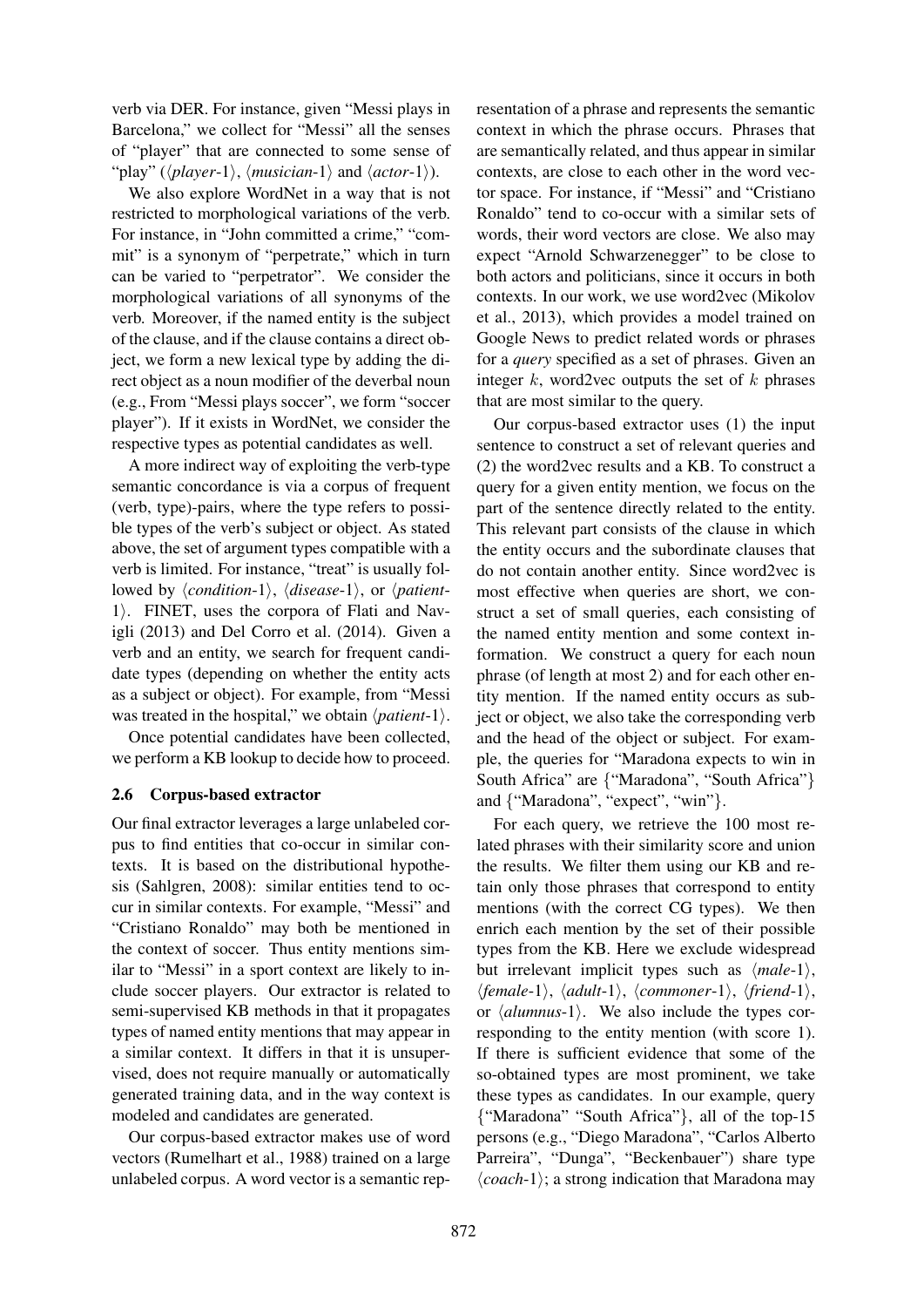verb via DER. For instance, given "Messi plays in Barcelona," we collect for "Messi" all the senses of "player" that are connected to some sense of "play" (⟨*player*-1⟩, ⟨*musician*-1⟩ and ⟨*actor*-1⟩).

We also explore WordNet in a way that is not restricted to morphological variations of the verb. For instance, in "John committed a crime," "commit" is a synonym of "perpetrate," which in turn can be varied to "perpetrator". We consider the morphological variations of all synonyms of the verb. Moreover, if the named entity is the subject of the clause, and if the clause contains a direct object, we form a new lexical type by adding the direct object as a noun modifier of the deverbal noun (e.g., From "Messi plays soccer", we form "soccer player"). If it exists in WordNet, we consider the respective types as potential candidates as well.

A more indirect way of exploiting the verb-type semantic concordance is via a corpus of frequent (verb, type)-pairs, where the type refers to possible types of the verb's subject or object. As stated above, the set of argument types compatible with a verb is limited. For instance, "treat" is usually followed by ⟨*condition*-1⟩, ⟨*disease*-1⟩, or ⟨*patient*-1⟩. FINET, uses the corpora of Flati and Navigli (2013) and Del Corro et al. (2014). Given a verb and an entity, we search for frequent candidate types (depending on whether the entity acts as a subject or object). For example, from "Messi was treated in the hospital," we obtain ⟨*patient*-1⟩.

Once potential candidates have been collected, we perform a KB lookup to decide how to proceed.

### 2.6 Corpus-based extractor

Our final extractor leverages a large unlabeled corpus to find entities that co-occur in similar contexts. It is based on the distributional hypothesis (Sahlgren, 2008): similar entities tend to occur in similar contexts. For example, "Messi" and "Cristiano Ronaldo" may both be mentioned in the context of soccer. Thus entity mentions similar to "Messi" in a sport context are likely to include soccer players. Our extractor is related to semi-supervised KB methods in that it propagates types of named entity mentions that may appear in a similar context. It differs in that it is unsupervised, does not require manually or automatically generated training data, and in the way context is modeled and candidates are generated.

Our corpus-based extractor makes use of word vectors (Rumelhart et al., 1988) trained on a large unlabeled corpus. A word vector is a semantic representation of a phrase and represents the semantic context in which the phrase occurs. Phrases that are semantically related, and thus appear in similar contexts, are close to each other in the word vector space. For instance, if "Messi" and "Cristiano Ronaldo" tend to co-occur with a similar sets of words, their word vectors are close. We also may expect "Arnold Schwarzenegger" to be close to both actors and politicians, since it occurs in both contexts. In our work, we use word2vec (Mikolov et al., 2013), which provides a model trained on Google News to predict related words or phrases for a *query* specified as a set of phrases. Given an integer $k$, word2vec outputs the set of $k$ phrases that are most similar to the query.

Our corpus-based extractor uses (1) the input sentence to construct a set of relevant queries and (2) the word2vec results and a KB. To construct a query for a given entity mention, we focus on the part of the sentence directly related to the entity. This relevant part consists of the clause in which the entity occurs and the subordinate clauses that do not contain another entity. Since word2vec is most effective when queries are short, we construct a set of small queries, each consisting of the named entity mention and some context information. We construct a query for each noun phrase (of length at most 2) and for each other entity mention. If the named entity occurs as subject or object, we also take the corresponding verb and the head of the object or subject. For example, the queries for "Maradona expects to win in South Africa" are {"Maradona", "South Africa"} and {"Maradona", "expect", "win"}.

For each query, we retrieve the 100 most related phrases with their similarity score and union the results. We filter them using our KB and retain only those phrases that correspond to entity mentions (with the correct CG types). We then enrich each mention by the set of their possible types from the KB. Here we exclude widespread but irrelevant implicit types such as ⟨*male*-1⟩, ⟨*female*-1⟩, ⟨*adult*-1⟩, ⟨*commoner*-1⟩, ⟨*friend*-1⟩, or ⟨*alumnus*-1⟩. We also include the types corresponding to the entity mention (with score 1). If there is sufficient evidence that some of the so-obtained types are most prominent, we take these types as candidates. In our example, query {"Maradona" "South Africa"}, all of the top-15 persons (e.g., "Diego Maradona", "Carlos Alberto Parreira", "Dunga", "Beckenbauer") share type ⟨*coach*-1⟩; a strong indication that Maradona may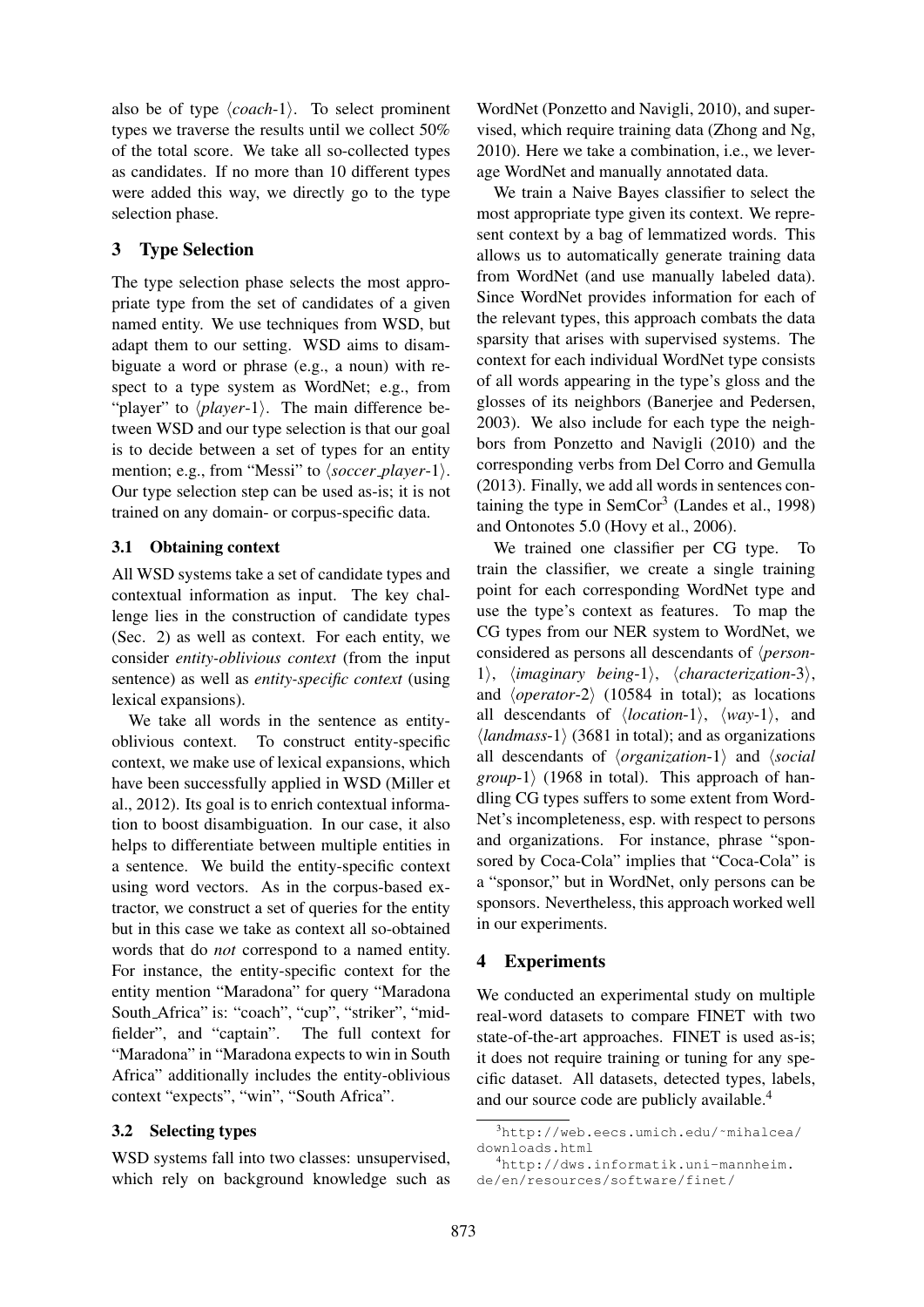also be of type ⟨*coach*-1⟩. To select prominent types we traverse the results until we collect 50% of the total score. We take all so-collected types as candidates. If no more than 10 different types were added this way, we directly go to the type selection phase.

## 3 Type Selection

The type selection phase selects the most appropriate type from the set of candidates of a given named entity. We use techniques from WSD, but adapt them to our setting. WSD aims to disambiguate a word or phrase (e.g., a noun) with respect to a type system as WordNet; e.g., from "player" to ⟨*player*-1⟩. The main difference between WSD and our type selection is that our goal is to decide between a set of types for an entity mention; e.g., from "Messi" to ⟨*soccer_player*-1⟩. Our type selection step can be used as-is; it is not trained on any domain- or corpus-specific data.

### 3.1 Obtaining context

All WSD systems take a set of candidate types and contextual information as input. The key challenge lies in the construction of candidate types (Sec. 2) as well as context. For each entity, we consider *entity-oblivious context* (from the input sentence) as well as *entity-specific context* (using lexical expansions).

We take all words in the sentence as entity-oblivious context. To construct entity-specific context, we make use of lexical expansions, which have been successfully applied in WSD (Miller et al., 2012). Its goal is to enrich contextual information to boost disambiguation. In our case, it also helps to differentiate between multiple entities in a sentence. We build the entity-specific context using word vectors. As in the corpus-based extractor, we construct a set of queries for the entity but in this case we take as context all so-obtained words that do *not* correspond to a named entity. For instance, the entity-specific context for the entity mention "Maradona" for query "Maradona South_Africa" is: "coach", "cup", "striker", "midfielder", and "captain". The full context for "Maradona" in "Maradona expects to win in South Africa" additionally includes the entity-oblivious context "expects", "win", "South Africa".

### 3.2 Selecting types

WSD systems fall into two classes: unsupervised, which rely on background knowledge such as WordNet (Ponzetto and Navigli, 2010), and supervised, which require training data (Zhong and Ng, 2010). Here we take a combination, i.e., we leverage WordNet and manually annotated data.

We train a Naive Bayes classifier to select the most appropriate type given its context. We represent context by a bag of lemmatized words. This allows us to automatically generate training data from WordNet (and use manually labeled data). Since WordNet provides information for each of the relevant types, this approach combats the data sparsity that arises with supervised systems. The context for each individual WordNet type consists of all words appearing in the type's gloss and the glosses of its neighbors (Banerjee and Pedersen, 2003). We also include for each type the neighbors from Ponzetto and Navigli (2010) and the corresponding verbs from Del Corro and Gemulla (2013). Finally, we add all words in sentences containing the type in SemCor[3] (Landes et al., 1998) and Ontonotes 5.0 (Hovy et al., 2006).

We trained one classifier per CG type. To train the classifier, we create a single training point for each corresponding WordNet type and use the type's context as features. To map the CG types from our NER system to WordNet, we considered as persons all descendants of ⟨*person*-1⟩, ⟨*imaginary being*-1⟩, ⟨*characterization*-3⟩, and ⟨*operator*-2⟩ (10584 in total); as locations all descendants of ⟨*location*-1⟩, ⟨*way*-1⟩, and ⟨*landmass*-1⟩ (3681 in total); and as organizations all descendants of ⟨*organization*-1⟩ and ⟨*social group*-1⟩ (1968 in total). This approach of handling CG types suffers to some extent from WordNet's incompleteness, esp. with respect to persons and organizations. For instance, phrase "sponsored by Coca-Cola" implies that "Coca-Cola" is a "sponsor," but in WordNet, only persons can be sponsors. Nevertheless, this approach worked well in our experiments.

## 4 Experiments

We conducted an experimental study on multiple real-word datasets to compare FINET with two state-of-the-art approaches. FINET is used as-is; it does not require training or tuning for any specific dataset. All datasets, detected types, labels, and our source code are publicly available.[4]

[3] http://web.eecs.umich.edu/~mihalcea/downloads.html

[4] http://dws.informatik.uni-mannheim.de/en/resources/software/finet/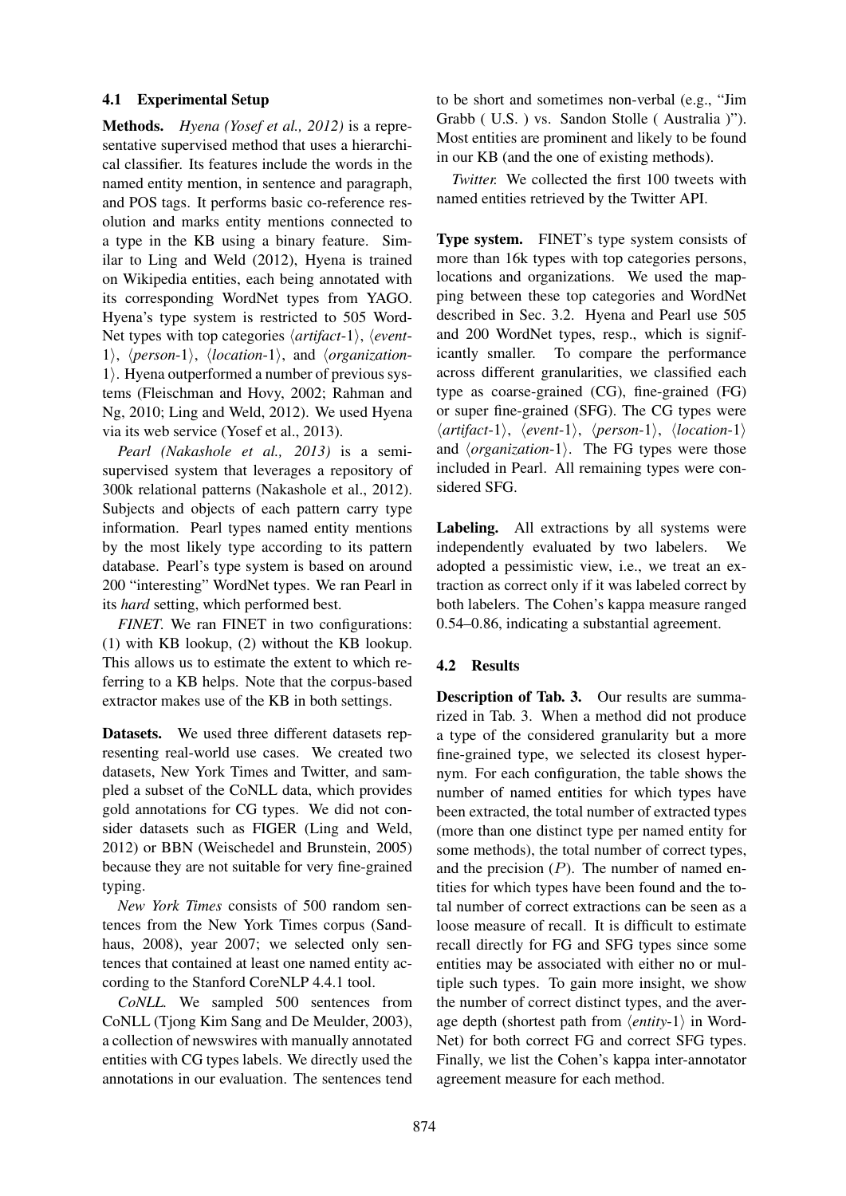### 4.1 Experimental Setup

**Methods.** *Hyena (Yosef et al., 2012)* is a representative supervised method that uses a hierarchical classifier. Its features include the words in the named entity mention, in sentence and paragraph, and POS tags. It performs basic co-reference resolution and marks entity mentions connected to a type in the KB using a binary feature. Similar to Ling and Weld (2012), Hyena is trained on Wikipedia entities, each being annotated with its corresponding WordNet types from YAGO. Hyena's type system is restricted to 505 WordNet types with top categories ⟨*artifact*-1⟩, ⟨*event*-1⟩, ⟨*person*-1⟩, ⟨*location*-1⟩, and ⟨*organization*-1⟩. Hyena outperformed a number of previous systems (Fleischman and Hovy, 2002; Rahman and Ng, 2010; Ling and Weld, 2012). We used Hyena via its web service (Yosef et al., 2013).

*Pearl (Nakashole et al., 2013)* is a semi-supervised system that leverages a repository of 300k relational patterns (Nakashole et al., 2012). Subjects and objects of each pattern carry type information. Pearl types named entity mentions by the most likely type according to its pattern database. Pearl's type system is based on around 200 "interesting" WordNet types. We ran Pearl in its *hard* setting, which performed best.

*FINET.* We ran FINET in two configurations: (1) with KB lookup, (2) without the KB lookup. This allows us to estimate the extent to which referring to a KB helps. Note that the corpus-based extractor makes use of the KB in both settings.

**Datasets.** We used three different datasets representing real-world use cases. We created two datasets, New York Times and Twitter, and sampled a subset of the CoNLL data, which provides gold annotations for CG types. We did not consider datasets such as FIGER (Ling and Weld, 2012) or BBN (Weischedel and Brunstein, 2005) because they are not suitable for very fine-grained typing.

*New York Times* consists of 500 random sentences from the New York Times corpus (Sandhaus, 2008), year 2007; we selected only sentences that contained at least one named entity according to the Stanford CoreNLP 4.4.1 tool.

*CoNLL.* We sampled 500 sentences from CoNLL (Tjong Kim Sang and De Meulder, 2003), a collection of newswires with manually annotated entities with CG types labels. We directly used the annotations in our evaluation. The sentences tend to be short and sometimes non-verbal (e.g., "Jim Grabb ( U.S. ) vs. Sandon Stolle ( Australia )"). Most entities are prominent and likely to be found in our KB (and the one of existing methods).

*Twitter.* We collected the first 100 tweets with named entities retrieved by the Twitter API.

**Type system.** FINET's type system consists of more than 16k types with top categories persons, locations and organizations. We used the mapping between these top categories and WordNet described in Sec. 3.2. Hyena and Pearl use 505 and 200 WordNet types, resp., which is significantly smaller. To compare the performance across different granularities, we classified each type as coarse-grained (CG), fine-grained (FG) or super fine-grained (SFG). The CG types were ⟨*artifact*-1⟩, ⟨*event*-1⟩, ⟨*person*-1⟩, ⟨*location*-1⟩ and ⟨*organization*-1⟩. The FG types were those included in Pearl. All remaining types were considered SFG.

**Labeling.** All extractions by all systems were independently evaluated by two labelers. We adopted a pessimistic view, i.e., we treat an extraction as correct only if it was labeled correct by both labelers. The Cohen's kappa measure ranged 0.54–0.86, indicating a substantial agreement.

### 4.2 Results

**Description of Tab. 3.** Our results are summarized in Tab. 3. When a method did not produce a type of the considered granularity but a more fine-grained type, we selected its closest hypernym. For each configuration, the table shows the number of named entities for which types have been extracted, the total number of extracted types (more than one distinct type per named entity for some methods), the total number of correct types, and the precision ($P$). The number of named entities for which types have been found and the total number of correct extractions can be seen as a loose measure of recall. It is difficult to estimate recall directly for FG and SFG types since some entities may be associated with either no or multiple such types. To gain more insight, we show the number of correct distinct types, and the average depth (shortest path from ⟨*entity*-1⟩ in WordNet) for both correct FG and correct SFG types. Finally, we list the Cohen's kappa inter-annotator agreement measure for each method.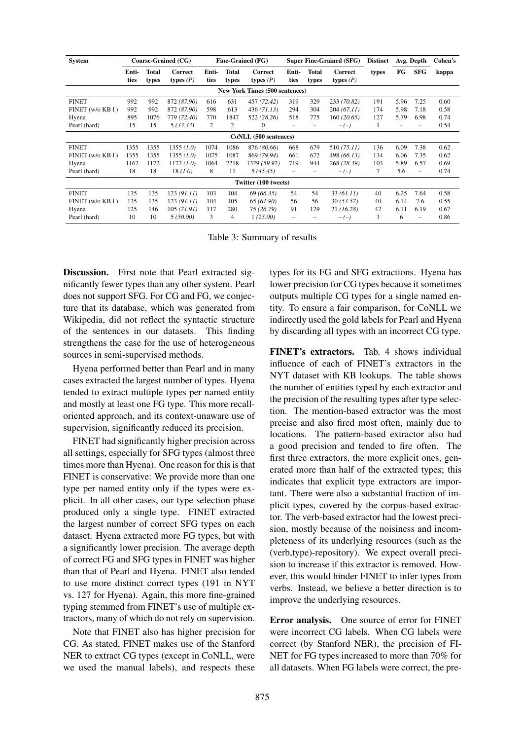| System | Coarse-Grained (CG) | | | Fine-Grained (FG) | | | Super Fine-Grained (SFG) | | | Distinct | Avg. Depth | | Cohen's |
|---|---|---|---|---|---|---|---|---|---|---|---|---|---|
| | Entities | Total types | Correct types (*P*) | Entities | Total types | Correct types (*P*) | Entities | Total types | Correct types (*P*) | types | FG | SFG | kappa |
| **New York Times (500 sentences)** | | | | | | | | | | | | | |
| FINET | 992 | 992 | 872 *(87.90)* | 616 | 631 | 457 *(72.42)* | 319 | 329 | 233 *(70.82)* | 191 | 5.96 | 7.25 | 0.60 |
| FINET (w/o KB l.) | 992 | 992 | 872 *(87.90)* | 598 | 613 | 436 *(71.13)* | 294 | 304 | 204 *(67.11)* | 174 | 5.98 | 7.18 | 0.58 |
| Hyena | 895 | 1076 | 779 *(72.40)* | 770 | 1847 | 522 *(28.26)* | 518 | 775 | 160 *(20.65)* | 127 | 5.79 | 6.98 | 0.74 |
| Pearl (hard) | 15 | 15 | 5 *(33.33)* | 2 | 2 | 0 | – | – | – *(–)* | 1 | – | – | 0.54 |
| **CoNLL (500 sentences)** | | | | | | | | | | | | | |
| FINET | 1355 | 1355 | 1355 *(1.0)* | 1074 | 1086 | 876 *(80.66)* | 668 | 679 | 510 *(75.11)* | 136 | 6.09 | 7.38 | 0.62 |
| FINET (w/o KB l.) | 1355 | 1355 | 1355 *(1.0)* | 1075 | 1087 | 869 *(79.94)* | 661 | 672 | 498 *(66.13)* | 134 | 6.06 | 7.35 | 0.62 |
| Hyena | 1162 | 1172 | 1172 *(1.0)* | 1064 | 2218 | 1329 *(59.92)* | 719 | 944 | 268 *(28.39)* | 103 | 5.89 | 6.57 | 0.69 |
| Pearl (hard) | 18 | 18 | 18 *(1.0)* | 8 | 11 | 5 *(45.45)* | – | – | – *(–)* | 7 | 5.6 | – | 0.74 |
| **Twitter (100 tweets)** | | | | | | | | | | | | | |
| FINET | 135 | 135 | 123 *(91.11)* | 103 | 104 | 69 *(66.35)* | 54 | 54 | 33 *(61.11)* | 40 | 6.25 | 7.64 | 0.58 |
| FINET (w/o KB l.) | 135 | 135 | 123 *(91.11)* | 104 | 105 | 65 *(61.90)* | 56 | 56 | 30 *(53.57)* | 40 | 6.14 | 7.6 | 0.55 |
| Hyena | 125 | 146 | 105 *(71.91)* | 117 | 280 | 75 *(26.79)* | 91 | 129 | 21 *(16.28)* | 42 | 6.11 | 6.19 | 0.67 |
| Pearl (hard) | 10 | 10 | 5 *(50.00)* | 3 | 4 | 1 *(25.00)* | – | – | – *(–)* | 3 | 6 | – | 0.86 |

Table 3: Summary of results

**Discussion.** First note that Pearl extracted significantly fewer types than any other system. Pearl does not support SFG. For CG and FG, we conjecture that its database, which was generated from Wikipedia, did not reflect the syntactic structure of the sentences in our datasets. This finding strengthens the case for the use of heterogeneous sources in semi-supervised methods.

Hyena performed better than Pearl and in many cases extracted the largest number of types. Hyena tended to extract multiple types per named entity and mostly at least one FG type. This more recall-oriented approach, and its context-unaware use of supervision, significantly reduced its precision.

FINET had significantly higher precision across all settings, especially for SFG types (almost three times more than Hyena). One reason for this is that FINET is conservative: We provide more than one type per named entity only if the types were explicit. In all other cases, our type selection phase produced only a single type. FINET extracted the largest number of correct SFG types on each dataset. Hyena extracted more FG types, but with a significantly lower precision. The average depth of correct FG and SFG types in FINET was higher than that of Pearl and Hyena. FINET also tended to use more distinct correct types (191 in NYT vs. 127 for Hyena). Again, this more fine-grained typing stemmed from FINET's use of multiple extractors, many of which do not rely on supervision.

Note that FINET also has higher precision for CG. As stated, FINET makes use of the Stanford NER to extract CG types (except in CoNLL, were we used the manual labels), and respects these types for its FG and SFG extractions. Hyena has lower precision for CG types because it sometimes outputs multiple CG types for a single named entity. To ensure a fair comparison, for CoNLL we indirectly used the gold labels for Pearl and Hyena by discarding all types with an incorrect CG type.

**FINET's extractors.** Tab. 4 shows individual influence of each of FINET's extractors in the NYT dataset with KB lookups. The table shows the number of entities typed by each extractor and the precision of the resulting types after type selection. The mention-based extractor was the most precise and also fired most often, mainly due to locations. The pattern-based extractor also had a good precision and tended to fire often. The first three extractors, the more explicit ones, generated more than half of the extracted types; this indicates that explicit type extractors are important. There were also a substantial fraction of implicit types, covered by the corpus-based extractor. The verb-based extractor had the lowest precision, mostly because of the noisiness and incompleteness of its underlying resources (such as the (verb,type)-repository). We expect overall precision to increase if this extractor is removed. However, this would hinder FINET to infer types from verbs. Instead, we believe a better direction is to improve the underlying resources.

**Error analysis.** One source of error for FINET were incorrect CG labels. When CG labels were correct (by Stanford NER), the precision of FINET for FG types increased to more than 70% for all datasets. When FG labels were correct, the pre-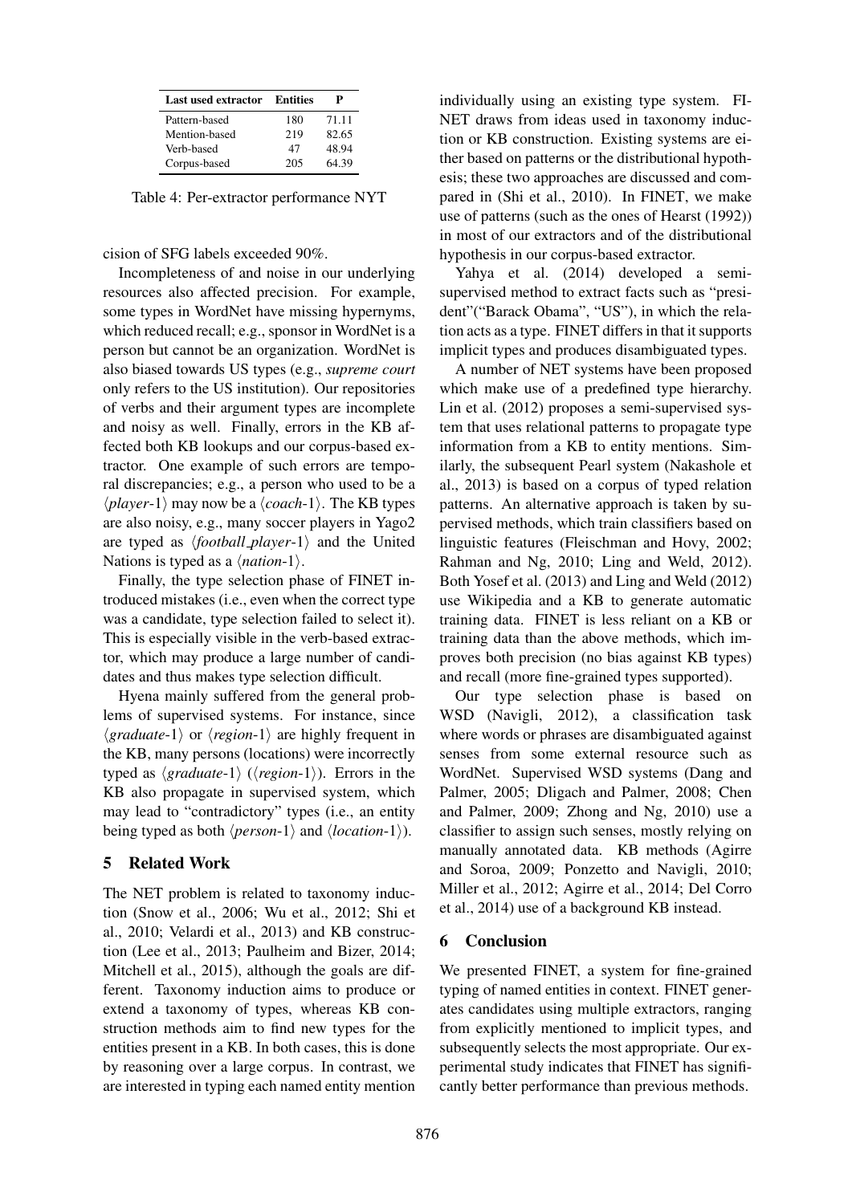| Last used extractor | Entities | P |
|---|---|---|
| Pattern-based | 180 | 71.11 |
| Mention-based | 219 | 82.65 |
| Verb-based | 47 | 48.94 |
| Corpus-based | 205 | 64.39 |

Table 4: Per-extractor performance NYT

cision of SFG labels exceeded 90%.

Incompleteness of and noise in our underlying resources also affected precision. For example, some types in WordNet have missing hypernyms, which reduced recall; e.g., sponsor in WordNet is a person but cannot be an organization. WordNet is also biased towards US types (e.g., *supreme court* only refers to the US institution). Our repositories of verbs and their argument types are incomplete and noisy as well. Finally, errors in the KB affected both KB lookups and our corpus-based extractor. One example of such errors are temporal discrepancies; e.g., a person who used to be a ⟨*player*-1⟩ may now be a ⟨*coach*-1⟩. The KB types are also noisy, e.g., many soccer players in Yago2 are typed as ⟨*football_player*-1⟩ and the United Nations is typed as a ⟨*nation*-1⟩.

Finally, the type selection phase of FINET introduced mistakes (i.e., even when the correct type was a candidate, type selection failed to select it). This is especially visible in the verb-based extractor, which may produce a large number of candidates and thus makes type selection difficult.

Hyena mainly suffered from the general problems of supervised systems. For instance, since ⟨*graduate*-1⟩ or ⟨*region*-1⟩ are highly frequent in the KB, many persons (locations) were incorrectly typed as ⟨*graduate*-1⟩ (⟨*region*-1⟩). Errors in the KB also propagate in supervised system, which may lead to "contradictory" types (i.e., an entity being typed as both ⟨*person*-1⟩ and ⟨*location*-1⟩).

## 5 Related Work

The NET problem is related to taxonomy induction (Snow et al., 2006; Wu et al., 2012; Shi et al., 2010; Velardi et al., 2013) and KB construction (Lee et al., 2013; Paulheim and Bizer, 2014; Mitchell et al., 2015), although the goals are different. Taxonomy induction aims to produce or extend a taxonomy of types, whereas KB construction methods aim to find new types for the entities present in a KB. In both cases, this is done by reasoning over a large corpus. In contrast, we are interested in typing each named entity mention individually using an existing type system. FINET draws from ideas used in taxonomy induction or KB construction. Existing systems are either based on patterns or the distributional hypothesis; these two approaches are discussed and compared in (Shi et al., 2010). In FINET, we make use of patterns (such as the ones of Hearst (1992)) in most of our extractors and of the distributional hypothesis in our corpus-based extractor.

Yahya et al. (2014) developed a semi-supervised method to extract facts such as "president"("Barack Obama", "US"), in which the relation acts as a type. FINET differs in that it supports implicit types and produces disambiguated types.

A number of NET systems have been proposed which make use of a predefined type hierarchy. Lin et al. (2012) proposes a semi-supervised system that uses relational patterns to propagate type information from a KB to entity mentions. Similarly, the subsequent Pearl system (Nakashole et al., 2013) is based on a corpus of typed relation patterns. An alternative approach is taken by supervised methods, which train classifiers based on linguistic features (Fleischman and Hovy, 2002; Rahman and Ng, 2010; Ling and Weld, 2012). Both Yosef et al. (2013) and Ling and Weld (2012) use Wikipedia and a KB to generate automatic training data. FINET is less reliant on a KB or training data than the above methods, which improves both precision (no bias against KB types) and recall (more fine-grained types supported).

Our type selection phase is based on WSD (Navigli, 2012), a classification task where words or phrases are disambiguated against senses from some external resource such as WordNet. Supervised WSD systems (Dang and Palmer, 2005; Dligach and Palmer, 2008; Chen and Palmer, 2009; Zhong and Ng, 2010) use a classifier to assign such senses, mostly relying on manually annotated data. KB methods (Agirre and Soroa, 2009; Ponzetto and Navigli, 2010; Miller et al., 2012; Agirre et al., 2014; Del Corro et al., 2014) use of a background KB instead.

## 6 Conclusion

We presented FINET, a system for fine-grained typing of named entities in context. FINET generates candidates using multiple extractors, ranging from explicitly mentioned to implicit types, and subsequently selects the most appropriate. Our experimental study indicates that FINET has significantly better performance than previous methods.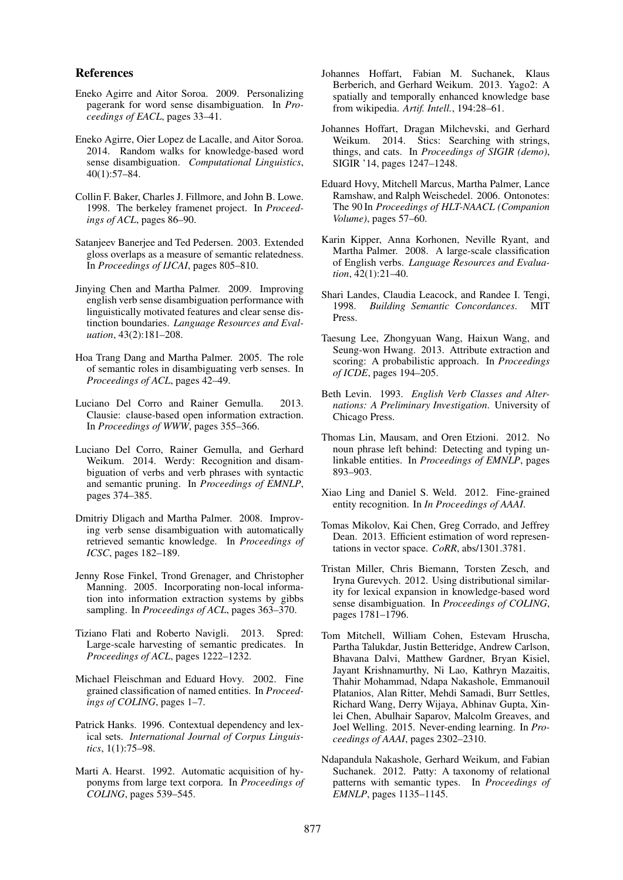## References

Eneko Agirre and Aitor Soroa. 2009. Personalizing pagerank for word sense disambiguation. In *Proceedings of EACL*, pages 33–41.

Eneko Agirre, Oier Lopez de Lacalle, and Aitor Soroa. 2014. Random walks for knowledge-based word sense disambiguation. *Computational Linguistics*, 40(1):57–84.

Collin F. Baker, Charles J. Fillmore, and John B. Lowe. 1998. The berkeley framenet project. In *Proceedings of ACL*, pages 86–90.

Satanjeev Banerjee and Ted Pedersen. 2003. Extended gloss overlaps as a measure of semantic relatedness. In *Proceedings of IJCAI*, pages 805–810.

Jinying Chen and Martha Palmer. 2009. Improving english verb sense disambiguation performance with linguistically motivated features and clear sense distinction boundaries. *Language Resources and Evaluation*, 43(2):181–208.

Hoa Trang Dang and Martha Palmer. 2005. The role of semantic roles in disambiguating verb senses. In *Proceedings of ACL*, pages 42–49.

Luciano Del Corro and Rainer Gemulla. 2013. Clausie: clause-based open information extraction. In *Proceedings of WWW*, pages 355–366.

Luciano Del Corro, Rainer Gemulla, and Gerhard Weikum. 2014. Werdy: Recognition and disambiguation of verbs and verb phrases with syntactic and semantic pruning. In *Proceedings of EMNLP*, pages 374–385.

Dmitriy Dligach and Martha Palmer. 2008. Improving verb sense disambiguation with automatically retrieved semantic knowledge. In *Proceedings of ICSC*, pages 182–189.

Jenny Rose Finkel, Trond Grenager, and Christopher Manning. 2005. Incorporating non-local information into information extraction systems by gibbs sampling. In *Proceedings of ACL*, pages 363–370.

Tiziano Flati and Roberto Navigli. 2013. Spred: Large-scale harvesting of semantic predicates. In *Proceedings of ACL*, pages 1222–1232.

Michael Fleischman and Eduard Hovy. 2002. Fine grained classification of named entities. In *Proceedings of COLING*, pages 1–7.

Patrick Hanks. 1996. Contextual dependency and lexical sets. *International Journal of Corpus Linguistics*, 1(1):75–98.

Marti A. Hearst. 1992. Automatic acquisition of hyponyms from large text corpora. In *Proceedings of COLING*, pages 539–545.

Johannes Hoffart, Fabian M. Suchanek, Klaus Berberich, and Gerhard Weikum. 2013. Yago2: A spatially and temporally enhanced knowledge base from wikipedia. *Artif. Intell.*, 194:28–61.

Johannes Hoffart, Dragan Milchevski, and Gerhard Weikum. 2014. Stics: Searching with strings, things, and cats. In *Proceedings of SIGIR (demo)*, SIGIR '14, pages 1247–1248.

Eduard Hovy, Mitchell Marcus, Martha Palmer, Lance Ramshaw, and Ralph Weischedel. 2006. Ontonotes: The 90 In *Proceedings of HLT-NAACL (Companion Volume)*, pages 57–60.

Karin Kipper, Anna Korhonen, Neville Ryant, and Martha Palmer. 2008. A large-scale classification of English verbs. *Language Resources and Evaluation*, 42(1):21–40.

Shari Landes, Claudia Leacock, and Randee I. Tengi, 1998. *Building Semantic Concordances*. MIT Press.

Taesung Lee, Zhongyuan Wang, Haixun Wang, and Seung-won Hwang. 2013. Attribute extraction and scoring: A probabilistic approach. In *Proceedings of ICDE*, pages 194–205.

Beth Levin. 1993. *English Verb Classes and Alternations: A Preliminary Investigation*. University of Chicago Press.

Thomas Lin, Mausam, and Oren Etzioni. 2012. No noun phrase left behind: Detecting and typing unlinkable entities. In *Proceedings of EMNLP*, pages 893–903.

Xiao Ling and Daniel S. Weld. 2012. Fine-grained entity recognition. In *In Proceedings of AAAI*.

Tomas Mikolov, Kai Chen, Greg Corrado, and Jeffrey Dean. 2013. Efficient estimation of word representations in vector space. *CoRR*, abs/1301.3781.

Tristan Miller, Chris Biemann, Torsten Zesch, and Iryna Gurevych. 2012. Using distributional similarity for lexical expansion in knowledge-based word sense disambiguation. In *Proceedings of COLING*, pages 1781–1796.

Tom Mitchell, William Cohen, Estevam Hruscha, Partha Talukdar, Justin Betteridge, Andrew Carlson, Bhavana Dalvi, Matthew Gardner, Bryan Kisiel, Jayant Krishnamurthy, Ni Lao, Kathryn Mazaitis, Thahir Mohammad, Ndapa Nakashole, Emmanouil Platanios, Alan Ritter, Mehdi Samadi, Burr Settles, Richard Wang, Derry Wijaya, Abhinav Gupta, Xinlei Chen, Abulhair Saparov, Malcolm Greaves, and Joel Welling. 2015. Never-ending learning. In *Proceedings of AAAI*, pages 2302–2310.

Ndapandula Nakashole, Gerhard Weikum, and Fabian Suchanek. 2012. Patty: A taxonomy of relational patterns with semantic types. In *Proceedings of EMNLP*, pages 1135–1145.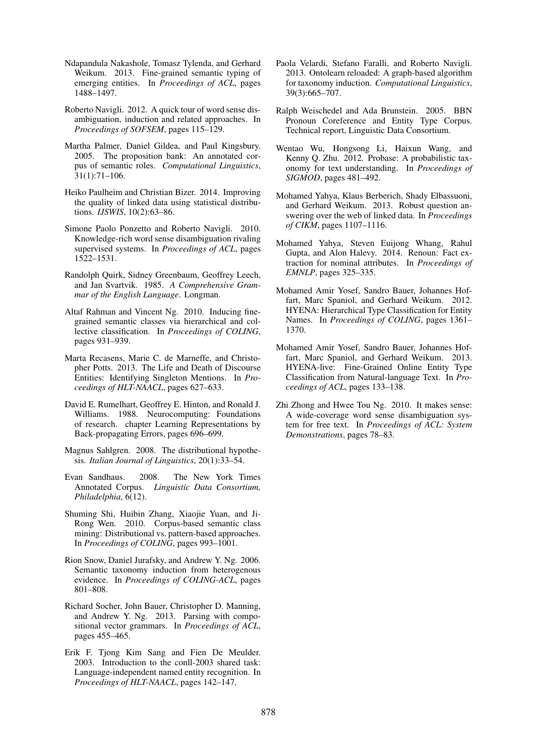Ndapandula Nakashole, Tomasz Tylenda, and Gerhard Weikum. 2013. Fine-grained semantic typing of emerging entities. In *Proceedings of ACL*, pages 1488–1497.

Roberto Navigli. 2012. A quick tour of word sense disambiguation, induction and related approaches. In *Proceedings of SOFSEM*, pages 115–129.

Martha Palmer, Daniel Gildea, and Paul Kingsbury. 2005. The proposition bank: An annotated corpus of semantic roles. *Computational Linguistics*, 31(1):71–106.

Heiko Paulheim and Christian Bizer. 2014. Improving the quality of linked data using statistical distributions. *IJSWIS*, 10(2):63–86.

Simone Paolo Ponzetto and Roberto Navigli. 2010. Knowledge-rich word sense disambiguation rivaling supervised systems. In *Proceedings of ACL*, pages 1522–1531.

Randolph Quirk, Sidney Greenbaum, Geoffrey Leech, and Jan Svartvik. 1985. *A Comprehensive Grammar of the English Language*. Longman.

Altaf Rahman and Vincent Ng. 2010. Inducing fine-grained semantic classes via hierarchical and collective classification. In *Proceedings of COLING*, pages 931–939.

Marta Recasens, Marie C. de Marneffe, and Christopher Potts. 2013. The Life and Death of Discourse Entities: Identifying Singleton Mentions. In *Proceedings of HLT-NAACL*, pages 627–633.

David E. Rumelhart, Geoffrey E. Hinton, and Ronald J. Williams. 1988. Neurocomputing: Foundations of research. chapter Learning Representations by Back-propagating Errors, pages 696–699.

Magnus Sahlgren. 2008. The distributional hypothesis. *Italian Journal of Linguistics*, 20(1):33–54.

Evan Sandhaus. 2008. The New York Times Annotated Corpus. *Linguistic Data Consortium, Philadelphia*, 6(12).

Shuming Shi, Huibin Zhang, Xiaojie Yuan, and Ji-Rong Wen. 2010. Corpus-based semantic class mining: Distributional vs. pattern-based approaches. In *Proceedings of COLING*, pages 993–1001.

Rion Snow, Daniel Jurafsky, and Andrew Y. Ng. 2006. Semantic taxonomy induction from heterogenous evidence. In *Proceedings of COLING-ACL*, pages 801–808.

Richard Socher, John Bauer, Christopher D. Manning, and Andrew Y. Ng. 2013. Parsing with compositional vector grammars. In *Proceedings of ACL*, pages 455–465.

Erik F. Tjong Kim Sang and Fien De Meulder. 2003. Introduction to the conll-2003 shared task: Language-independent named entity recognition. In *Proceedings of HLT-NAACL*, pages 142–147.

Paola Velardi, Stefano Faralli, and Roberto Navigli. 2013. Ontolearn reloaded: A graph-based algorithm for taxonomy induction. *Computational Linguistics*, 39(3):665–707.

Ralph Weischedel and Ada Brunstein. 2005. BBN Pronoun Coreference and Entity Type Corpus. Technical report, Linguistic Data Consortium.

Wentao Wu, Hongsong Li, Haixun Wang, and Kenny Q. Zhu. 2012. Probase: A probabilistic taxonomy for text understanding. In *Proceedings of SIGMOD*, pages 481–492.

Mohamed Yahya, Klaus Berberich, Shady Elbassuoni, and Gerhard Weikum. 2013. Robust question answering over the web of linked data. In *Proceedings of CIKM*, pages 1107–1116.

Mohamed Yahya, Steven Euijong Whang, Rahul Gupta, and Alon Halevy. 2014. Renoun: Fact extraction for nominal attributes. In *Proceedings of EMNLP*, pages 325–335.

Mohamed Amir Yosef, Sandro Bauer, Johannes Hoffart, Marc Spaniol, and Gerhard Weikum. 2012. HYENA: Hierarchical Type Classification for Entity Names. In *Proceedings of COLING*, pages 1361–1370.

Mohamed Amir Yosef, Sandro Bauer, Johannes Hoffart, Marc Spaniol, and Gerhard Weikum. 2013. HYENA-live: Fine-Grained Online Entity Type Classification from Natural-language Text. In *Proceedings of ACL*, pages 133–138.

Zhi Zhong and Hwee Tou Ng. 2010. It makes sense: A wide-coverage word sense disambiguation system for free text. In *Proceedings of ACL: System Demonstrations*, pages 78–83.